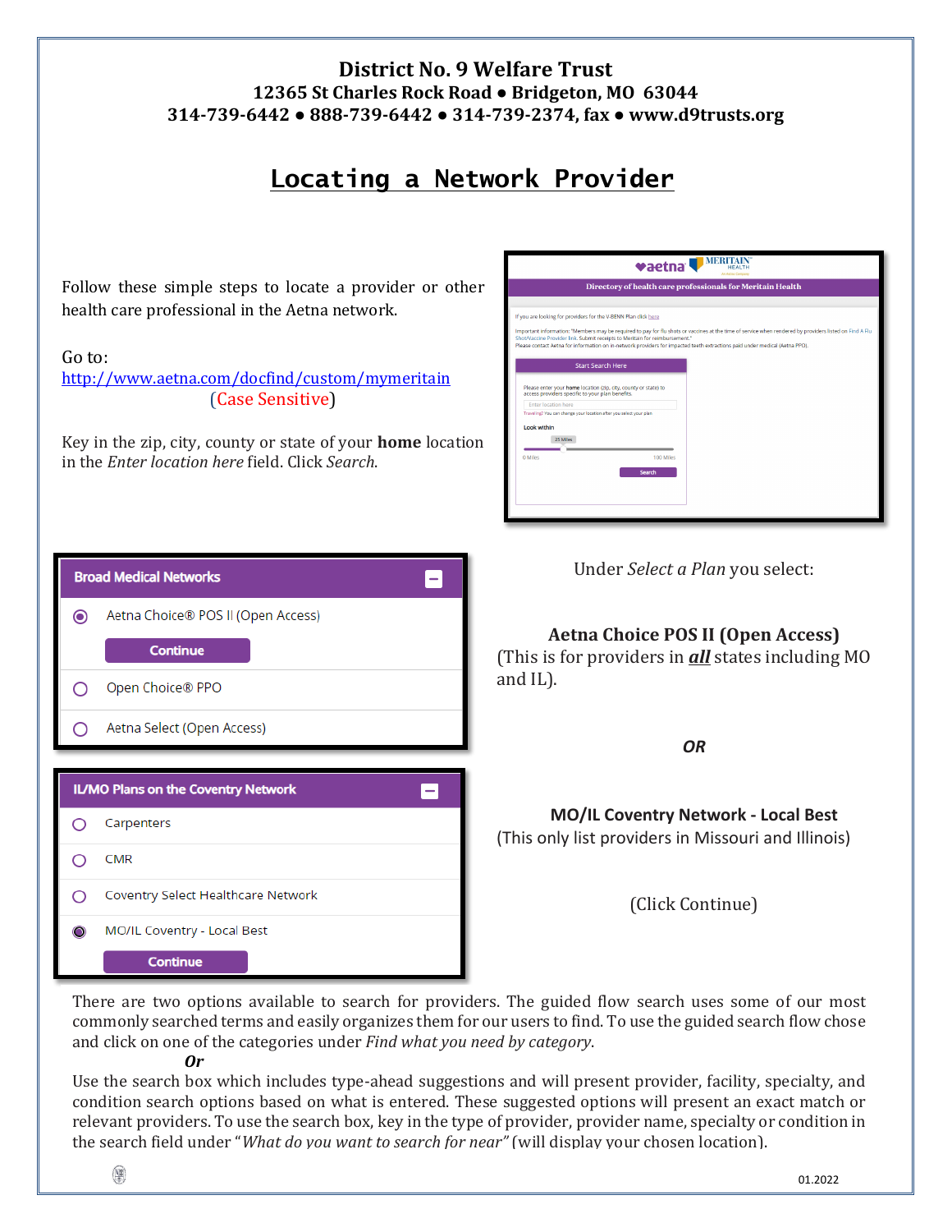# District No. 9 Welfare Trust

**12365 St Charles Rock Road • Bridgeton, MO 63044**
**314-739-6442 • 888-739-6442 • 314-739-2374, fax • www.d9trusts.org**

## Locating a Network Provider

Follow these simple steps to locate a provider or other health care professional in the Aetna network.

Go to:
http://www.aetna.com/docfind/custom/mymeritain
(Case Sensitive)

Key in the zip, city, county or state of your **home** location in the *Enter location here* field. Click *Search*.

Under *Select a Plan* you select:

**Aetna Choice POS II (Open Access)**
(This is for providers in ***all*** states including MO and IL).

***OR***

**MO/IL Coventry Network - Local Best**
(This only list providers in Missouri and Illinois)

(Click Continue)

There are two options available to search for providers. The guided flow search uses some of our most commonly searched terms and easily organizes them for our users to find. To use the guided search flow chose and click on one of the categories under *Find what you need by category*.

***Or***

Use the search box which includes type-ahead suggestions and will present provider, facility, specialty, and condition search options based on what is entered. These suggested options will present an exact match or relevant providers. To use the search box, key in the type of provider, provider name, specialty or condition in the search field under "*What do you want to search for near"* (will display your chosen location).

01.2022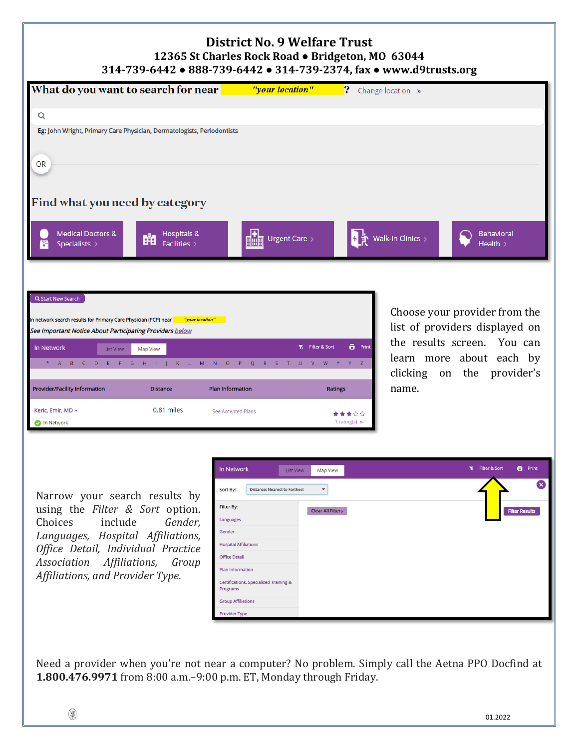# District No. 9 Welfare Trust

**12365 St Charles Rock Road • Bridgeton, MO 63044**

**314-739-6442 • 888-739-6442 • 314-739-2374, fax • www.d9trusts.org**

What do you want to search for near *"your location"*? Change location »

Eg: John Wright, Primary Care Physician, Dermatologists, Periodontists

OR

Find what you need by category

Medical Doctors & Specialists › | Hospitals & Facilities › | Urgent Care › | Walk-In Clinics › | Behavioral Health ›

Start New Search

In network search results for Primary Care Physician (PCP) near *"your location"*

*See Important Notice About Participating Providers below*

In Network | List View | Map View | Filter & Sort | Print

* A B C D E F G H I J K L M N O P Q R S T U V W * Y Z

| Provider/Facility Information | Distance | Plan Information | Ratings |
|---|---|---|---|
| Keric, Emir, MD » In Network | 0.81 miles | See Accepted Plans | 1 rating(s) » |

Choose your provider from the list of providers displayed on the results screen. You can learn more about each by clicking on the provider's name.

Narrow your search results by using the *Filter & Sort* option. Choices include *Gender, Languages, Hospital Affiliations, Office Detail, Individual Practice Association Affiliations, Group Affiliations, and Provider Type.*

In Network | List View | Map View | Filter & Sort | Print

Sort By: Distance: Nearest to Farthest

Filter By: Clear All Filters | Filter Results

- Languages
- Gender
- Hospital Affiliations
- Office Detail
- Plan Information
- Certifications, Specialized Training & Programs
- Group Affiliations
- Provider Type

Need a provider when you're not near a computer? No problem. Simply call the Aetna PPO Docfind at **1.800.476.9971** from 8:00 a.m.–9:00 p.m. ET, Monday through Friday.

01.2022